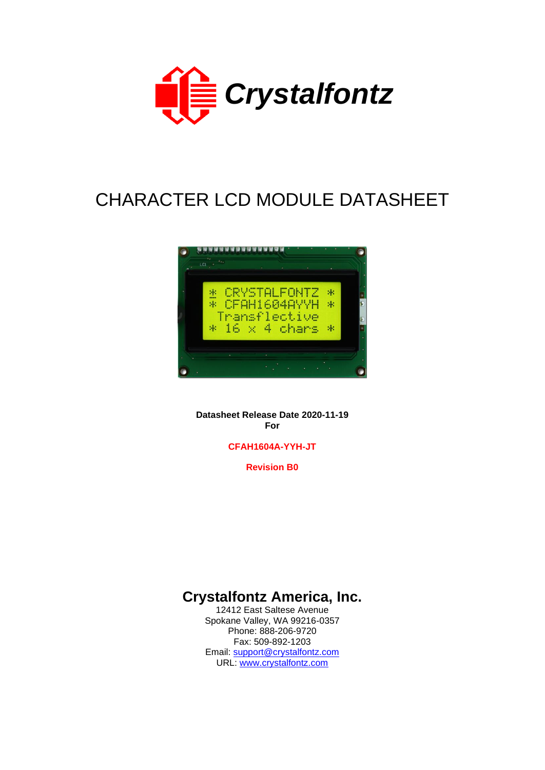Crystalfontz

# CHARACTER LCD MODULE DATASHEET

**Datasheet Release Date 2020-11-19**
**For**

**CFAH1604A-YYH-JT**

**Revision B0**

## Crystalfontz America, Inc.

12412 East Saltese Avenue
Spokane Valley, WA 99216-0357
Phone: 888-206-9720
Fax: 509-892-1203
Email: support@crystalfontz.com
URL: www.crystalfontz.com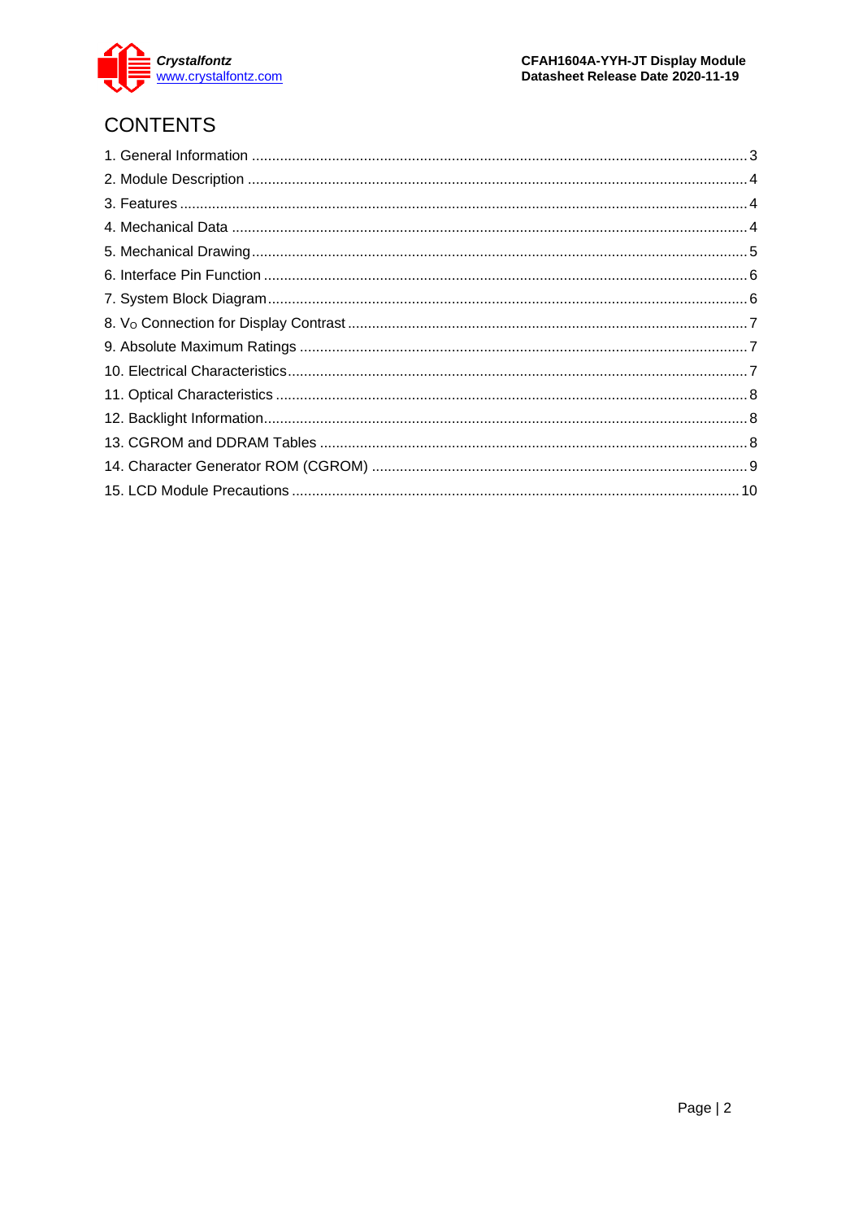# CONTENTS

1. General Information ........................................................................................................ 3
2. Module Description ........................................................................................................ 4
3. Features ........................................................................................................................ 4
4. Mechanical Data ............................................................................................................ 4
5. Mechanical Drawing ....................................................................................................... 5
6. Interface Pin Function .................................................................................................... 6
7. System Block Diagram ................................................................................................... 6
8. $V_O$ Connection for Display Contrast ............................................................................. 7
9. Absolute Maximum Ratings ............................................................................................ 7
10. Electrical Characteristics ............................................................................................... 7
11. Optical Characteristics .................................................................................................. 8
12. Backlight Information .................................................................................................... 8
13. CGROM and DDRAM Tables ......................................................................................... 8
14. Character Generator ROM (CGROM) ............................................................................ 9
15. LCD Module Precautions ............................................................................................. 10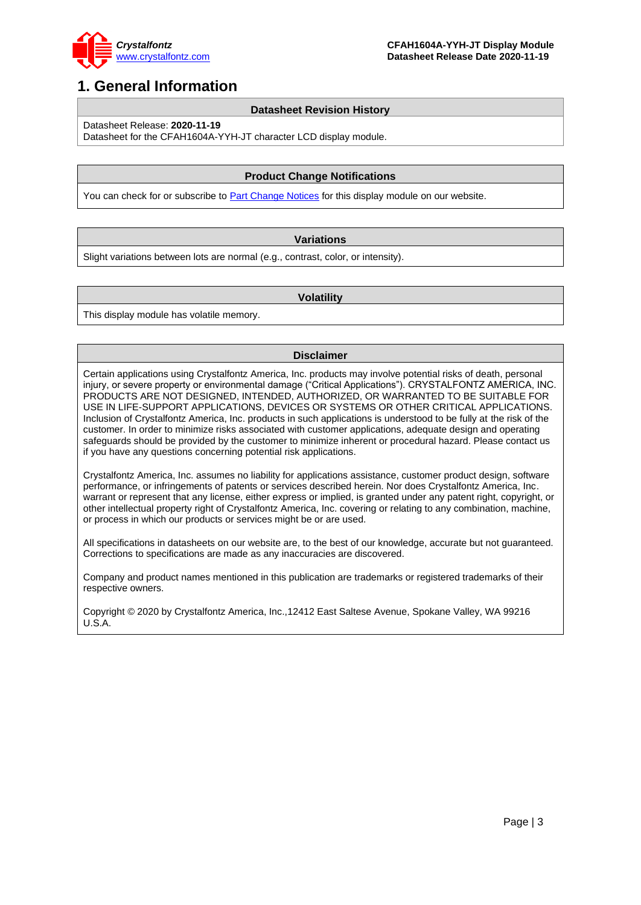# 1. General Information

## Datasheet Revision History

Datasheet Release: **2020-11-19**
Datasheet for the CFAH1604A-YYH-JT character LCD display module.

## Product Change Notifications

You can check for or subscribe to Part Change Notices for this display module on our website.

## Variations

Slight variations between lots are normal (e.g., contrast, color, or intensity).

## Volatility

This display module has volatile memory.

## Disclaimer

Certain applications using Crystalfontz America, Inc. products may involve potential risks of death, personal injury, or severe property or environmental damage ("Critical Applications"). CRYSTALFONTZ AMERICA, INC. PRODUCTS ARE NOT DESIGNED, INTENDED, AUTHORIZED, OR WARRANTED TO BE SUITABLE FOR USE IN LIFE-SUPPORT APPLICATIONS, DEVICES OR SYSTEMS OR OTHER CRITICAL APPLICATIONS. Inclusion of Crystalfontz America, Inc. products in such applications is understood to be fully at the risk of the customer. In order to minimize risks associated with customer applications, adequate design and operating safeguards should be provided by the customer to minimize inherent or procedural hazard. Please contact us if you have any questions concerning potential risk applications.

Crystalfontz America, Inc. assumes no liability for applications assistance, customer product design, software performance, or infringements of patents or services described herein. Nor does Crystalfontz America, Inc. warrant or represent that any license, either express or implied, is granted under any patent right, copyright, or other intellectual property right of Crystalfontz America, Inc. covering or relating to any combination, machine, or process in which our products or services might be or are used.

All specifications in datasheets on our website are, to the best of our knowledge, accurate but not guaranteed. Corrections to specifications are made as any inaccuracies are discovered.

Company and product names mentioned in this publication are trademarks or registered trademarks of their respective owners.

Copyright © 2020 by Crystalfontz America, Inc.,12412 East Saltese Avenue, Spokane Valley, WA 99216 U.S.A.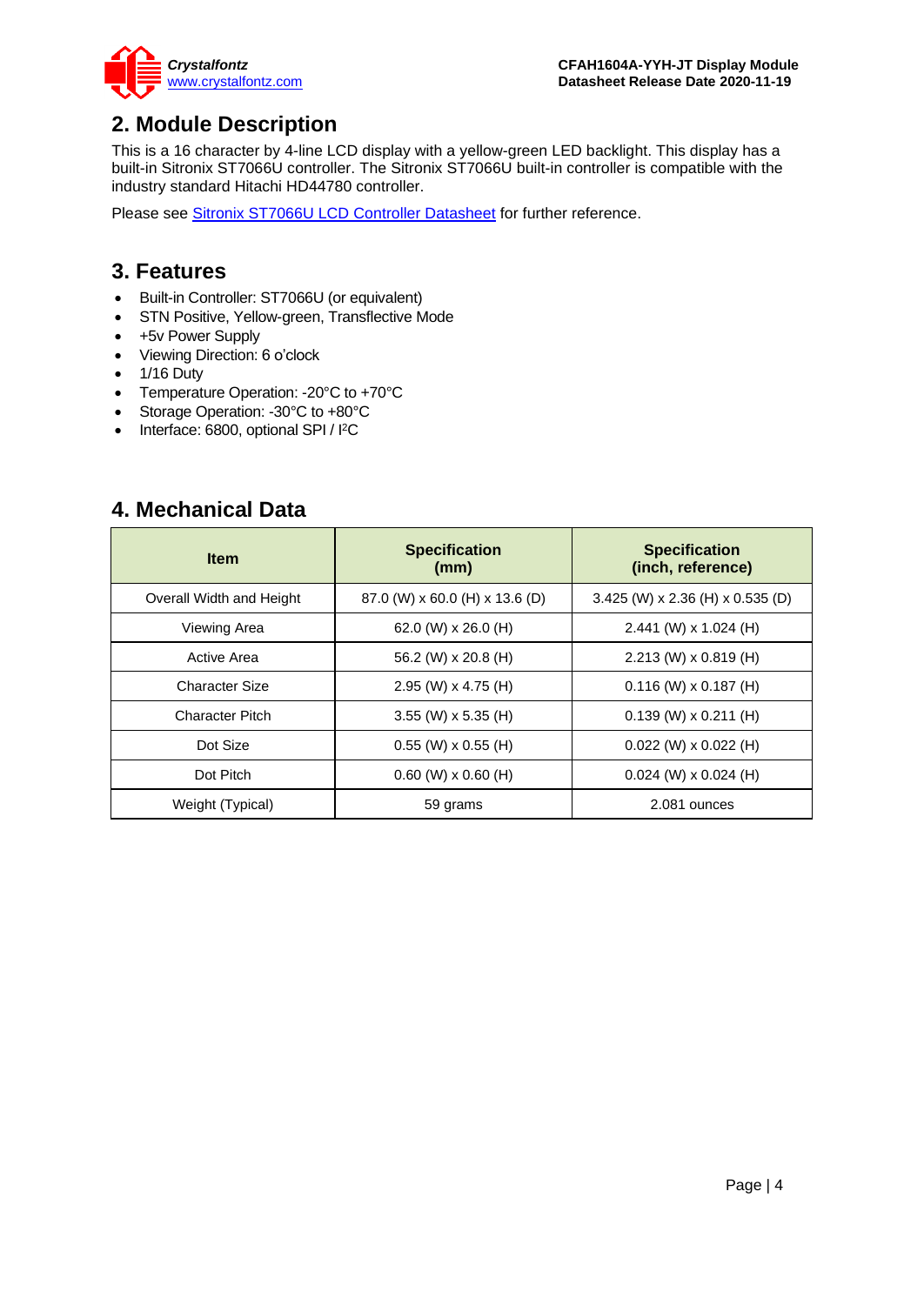## 2. Module Description

This is a 16 character by 4-line LCD display with a yellow-green LED backlight. This display has a built-in Sitronix ST7066U controller. The Sitronix ST7066U built-in controller is compatible with the industry standard Hitachi HD44780 controller.

Please see [Sitronix ST7066U LCD Controller Datasheet] for further reference.

## 3. Features

- Built-in Controller: ST7066U (or equivalent)
- STN Positive, Yellow-green, Transflective Mode
- +5v Power Supply
- Viewing Direction: 6 o'clock
- 1/16 Duty
- Temperature Operation: -20°C to +70°C
- Storage Operation: -30°C to +80°C
- Interface: 6800, optional SPI / I²C

## 4. Mechanical Data

| Item | Specification (mm) | Specification (inch, reference) |
|---|---|---|
| Overall Width and Height | 87.0 (W) x 60.0 (H) x 13.6 (D) | 3.425 (W) x 2.36 (H) x 0.535 (D) |
| Viewing Area | 62.0 (W) x 26.0 (H) | 2.441 (W) x 1.024 (H) |
| Active Area | 56.2 (W) x 20.8 (H) | 2.213 (W) x 0.819 (H) |
| Character Size | 2.95 (W) x 4.75 (H) | 0.116 (W) x 0.187 (H) |
| Character Pitch | 3.55 (W) x 5.35 (H) | 0.139 (W) x 0.211 (H) |
| Dot Size | 0.55 (W) x 0.55 (H) | 0.022 (W) x 0.022 (H) |
| Dot Pitch | 0.60 (W) x 0.60 (H) | 0.024 (W) x 0.024 (H) |
| Weight (Typical) | 59 grams | 2.081 ounces |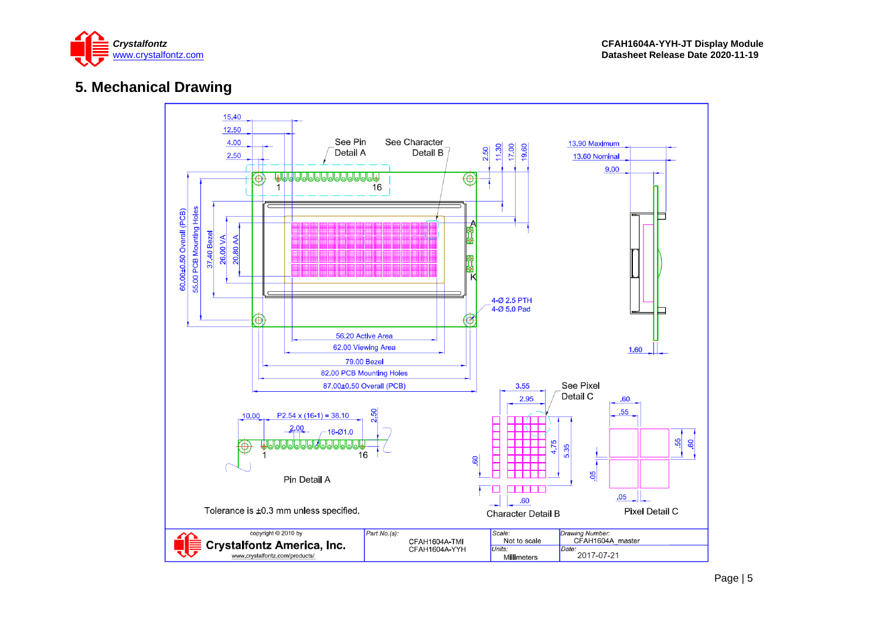## 5. Mechanical Drawing

15.40

12.50

4.00

2.50

See Pin Detail A

See Character Detail B

2.50

11.30

17.00

19.60

13.90 Maximum

13.60 Nominal

9.00

1

16

A

K

60.00±0.50 Overall (PCB)

55.00 PCB Mounting Holes

37.40 Bezel

26.00 VA

20.80 AA

4-Ø 2.5 PTH
4-Ø 5.0 Pad

1.60

56.20 Active Area

62.00 Viewing Area

79.00 Bezel

82.00 PCB Mounting Holes

87.00±0.50 Overall (PCB)

3.55

2.95

See Pixel Detail C

.60

.55

10.00

P2.54 x (16-1) = 38.10

2.50

2.00

16-Ø1.0

1

16

4.75

5.35

.60

.55

.60

.05

Pin Detail A

.60

.05

Character Detail B

Pixel Detail C

Tolerance is ±0.3 mm unless specified.

| copyright © 2010 by Crystalfontz America, Inc. www.crystalfontz.com/products/ | *Part No.(s):* CFAH1604A-TMI CFAH1604A-YYH | *Scale:* Not to scale | *Drawing Number:* CFAH1604A_master |
|---|---|---|---|
| | | *Units:* Millimeters | *Date:* 2017-07-21 |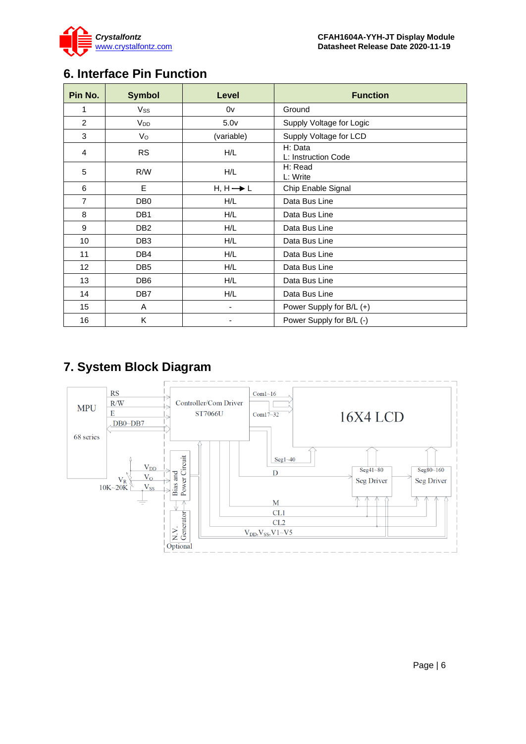## 6. Interface Pin Function

| Pin No. | Symbol | Level | Function |
|---|---|---|---|
| 1 | $V_{SS}$ | 0v | Ground |
| 2 | $V_{DD}$ | 5.0v | Supply Voltage for Logic |
| 3 | $V_O$ | (variable) | Supply Voltage for LCD |
| 4 | RS | H/L | H: Data<br>L: Instruction Code |
| 5 | R/W | H/L | H: Read<br>L: Write |
| 6 | E | H, H → L | Chip Enable Signal |
| 7 | DB0 | H/L | Data Bus Line |
| 8 | DB1 | H/L | Data Bus Line |
| 9 | DB2 | H/L | Data Bus Line |
| 10 | DB3 | H/L | Data Bus Line |
| 11 | DB4 | H/L | Data Bus Line |
| 12 | DB5 | H/L | Data Bus Line |
| 13 | DB6 | H/L | Data Bus Line |
| 14 | DB7 | H/L | Data Bus Line |
| 15 | A | - | Power Supply for B/L (+) |
| 16 | K | - | Power Supply for B/L (-) |

## 7. System Block Diagram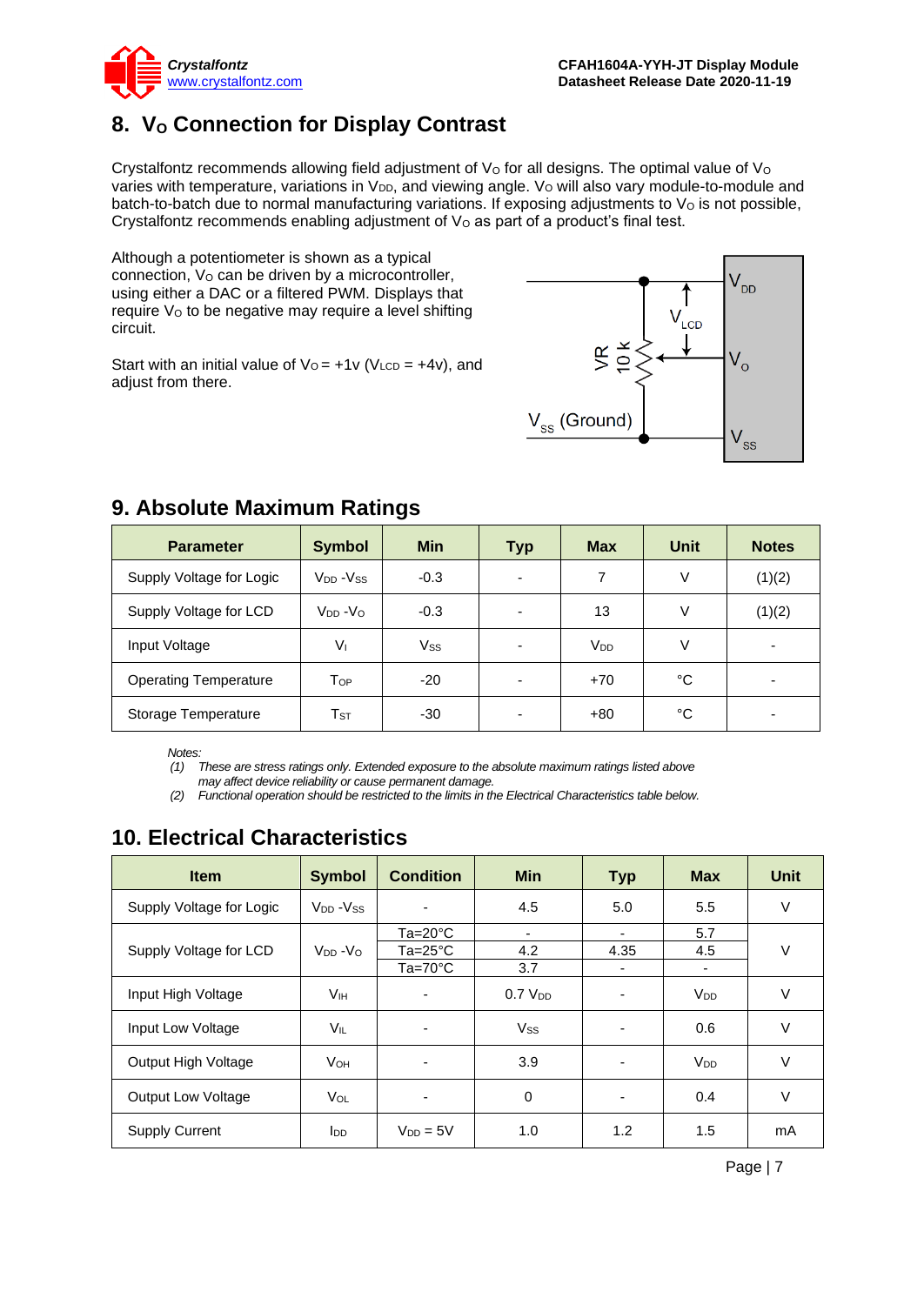## 8. $V_O$ Connection for Display Contrast

Crystalfontz recommends allowing field adjustment of $V_O$ for all designs. The optimal value of $V_O$ varies with temperature, variations in $V_{DD}$, and viewing angle. $V_O$ will also vary module-to-module and batch-to-batch due to normal manufacturing variations. If exposing adjustments to $V_O$ is not possible, Crystalfontz recommends enabling adjustment of $V_O$ as part of a product's final test.

Although a potentiometer is shown as a typical connection, $V_O$ can be driven by a microcontroller, using either a DAC or a filtered PWM. Displays that require $V_O$ to be negative may require a level shifting circuit.

Start with an initial value of $V_O$ = +1v ($V_{LCD}$ = +4v), and adjust from there.

$V_{DD}$

$V_{LCD}$

VR 10 k

$V_O$

$V_{SS}$ (Ground)

$V_{SS}$

## 9. Absolute Maximum Ratings

| Parameter | Symbol | Min | Typ | Max | Unit | Notes |
|---|---|---|---|---|---|---|
| Supply Voltage for Logic | $V_{DD}$ -$V_{SS}$ | -0.3 | - | 7 | V | (1)(2) |
| Supply Voltage for LCD | $V_{DD}$ -$V_O$ | -0.3 | - | 13 | V | (1)(2) |
| Input Voltage | $V_I$ | $V_{SS}$ | - | $V_{DD}$ | V | - |
| Operating Temperature | $T_{OP}$ | -20 | - | +70 | °C | - |
| Storage Temperature | $T_{ST}$ | -30 | - | +80 | °C | - |

*Notes:*

*(1) These are stress ratings only. Extended exposure to the absolute maximum ratings listed above may affect device reliability or cause permanent damage.*

*(2) Functional operation should be restricted to the limits in the Electrical Characteristics table below.*

## 10. Electrical Characteristics

| Item | Symbol | Condition | Min | Typ | Max | Unit |
|---|---|---|---|---|---|---|
| Supply Voltage for Logic | $V_{DD}$ -$V_{SS}$ | - | 4.5 | 5.0 | 5.5 | V |
| Supply Voltage for LCD | $V_{DD}$ -$V_O$ | Ta=20°C | - | - | 5.7 | V |
| | | Ta=25°C | 4.2 | 4.35 | 4.5 | |
| | | Ta=70°C | 3.7 | - | - | |
| Input High Voltage | $V_{IH}$ | - | 0.7 $V_{DD}$ | - | $V_{DD}$ | V |
| Input Low Voltage | $V_{IL}$ | - | $V_{SS}$ | - | 0.6 | V |
| Output High Voltage | $V_{OH}$ | - | 3.9 | - | $V_{DD}$ | V |
| Output Low Voltage | $V_{OL}$ | - | 0 | - | 0.4 | V |
| Supply Current | $I_{DD}$ | $V_{DD}$ = 5V | 1.0 | 1.2 | 1.5 | mA |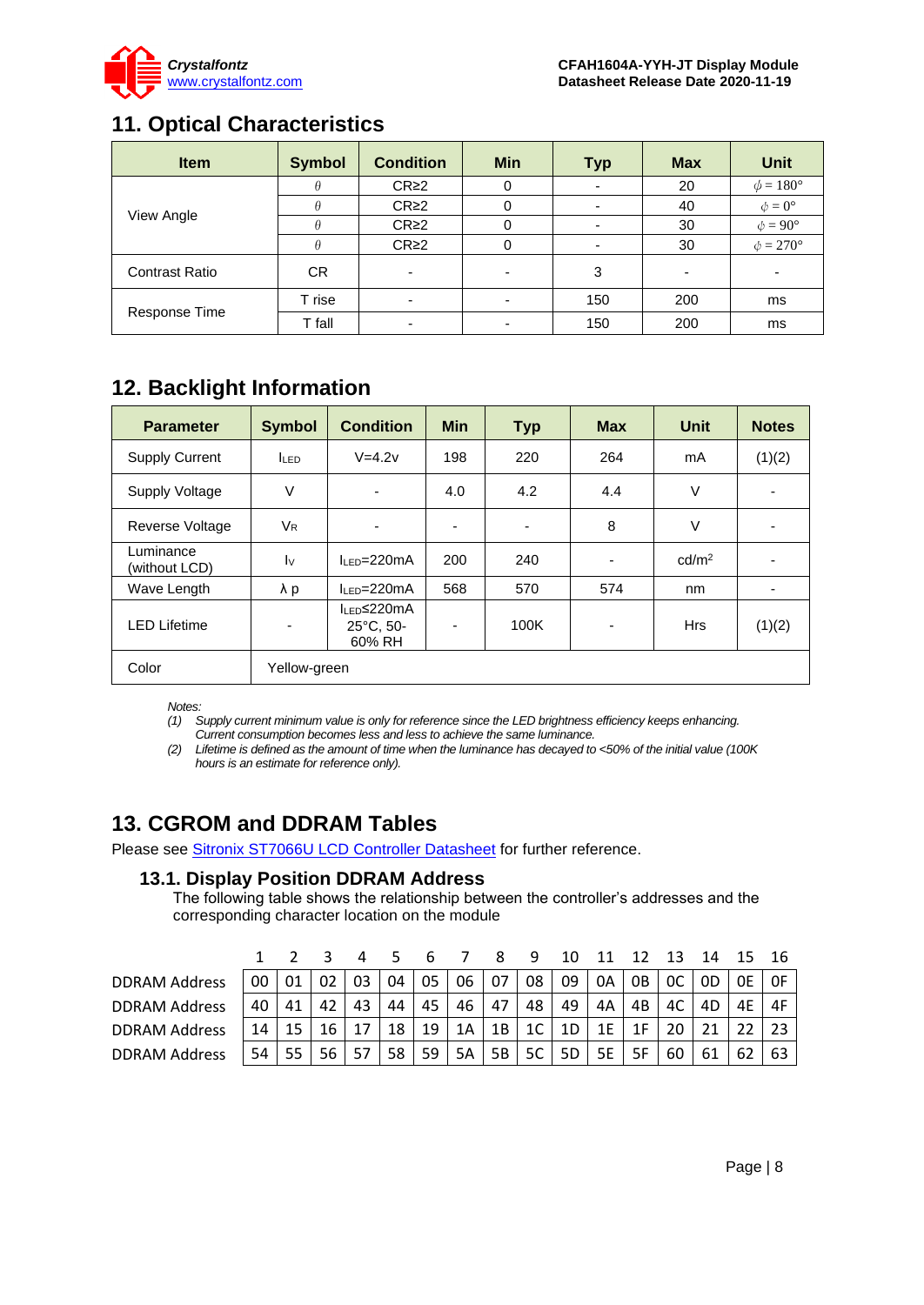## 11. Optical Characteristics

| Item | Symbol | Condition | Min | Typ | Max | Unit |
|---|---|---|---|---|---|---|
| View Angle | $\theta$ | CR≥2 | 0 | - | 20 | $\phi = 180°$ |
| | $\theta$ | CR≥2 | 0 | - | 40 | $\phi = 0°$ |
| | $\theta$ | CR≥2 | 0 | - | 30 | $\phi = 90°$ |
| | $\theta$ | CR≥2 | 0 | - | 30 | $\phi = 270°$ |
| Contrast Ratio | CR | - | - | 3 | - | - |
| Response Time | T rise | - | - | 150 | 200 | ms |
| | T fall | - | - | 150 | 200 | ms |

## 12. Backlight Information

| Parameter | Symbol | Condition | Min | Typ | Max | Unit | Notes |
|---|---|---|---|---|---|---|---|
| Supply Current | $I_{LED}$ | V=4.2v | 198 | 220 | 264 | mA | (1)(2) |
| Supply Voltage | V | - | 4.0 | 4.2 | 4.4 | V | - |
| Reverse Voltage | $V_R$ | - | - | - | 8 | V | - |
| Luminance (without LCD) | $I_V$ | $I_{LED}$=220mA | 200 | 240 | - | cd/m² | - |
| Wave Length | λ p | $I_{LED}$=220mA | 568 | 570 | 574 | nm | - |
| LED Lifetime | - | $I_{LED}$≤220mA 25°C, 50-60% RH | - | 100K | - | Hrs | (1)(2) |
| Color | Yellow-green | | | | | | |

*Notes:*

*(1) Supply current minimum value is only for reference since the LED brightness efficiency keeps enhancing. Current consumption becomes less and less to achieve the same luminance.*

*(2) Lifetime is defined as the amount of time when the luminance has decayed to <50% of the initial value (100K hours is an estimate for reference only).*

## 13. CGROM and DDRAM Tables

Please see Sitronix ST7066U LCD Controller Datasheet for further reference.

### 13.1. Display Position DDRAM Address

The following table shows the relationship between the controller's addresses and the corresponding character location on the module

| | 1 | 2 | 3 | 4 | 5 | 6 | 7 | 8 | 9 | 10 | 11 | 12 | 13 | 14 | 15 | 16 |
|---|---|---|---|---|---|---|---|---|---|---|---|---|---|---|---|---|
| DDRAM Address | 00 | 01 | 02 | 03 | 04 | 05 | 06 | 07 | 08 | 09 | 0A | 0B | 0C | 0D | 0E | 0F |
| DDRAM Address | 40 | 41 | 42 | 43 | 44 | 45 | 46 | 47 | 48 | 49 | 4A | 4B | 4C | 4D | 4E | 4F |
| DDRAM Address | 14 | 15 | 16 | 17 | 18 | 19 | 1A | 1B | 1C | 1D | 1E | 1F | 20 | 21 | 22 | 23 |
| DDRAM Address | 54 | 55 | 56 | 57 | 58 | 59 | 5A | 5B | 5C | 5D | 5E | 5F | 60 | 61 | 62 | 63 |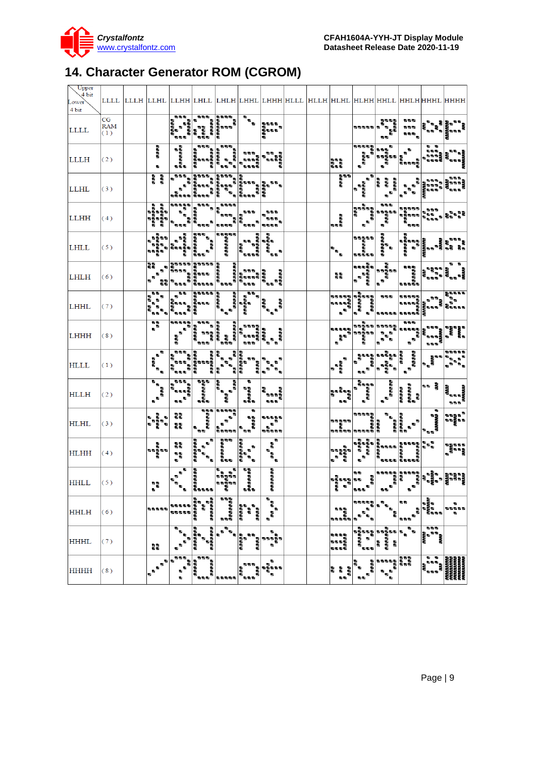# 14. Character Generator ROM (CGROM)

| Upper 4 bit / Lower 4 bit | LLLL | LLLH | LLHL | LLHH | LHLL | LHLH | LHHL | LHHH | HLLL | HLLH | HLHL | HLHH | HHLL | HHLH | HHHL | HHHH |
|---|---|---|---|---|---|---|---|---|---|---|---|---|---|---|---|---|
| LLLL | CG RAM (1) | | | | | | | | | | | | | | | |
| LLLH | (2) | | | | | | | | | | | | | | | |
| LLHL | (3) | | | | | | | | | | | | | | | |
| LLHH | (4) | | | | | | | | | | | | | | | |
| LHLL | (5) | | | | | | | | | | | | | | | |
| LHLH | (6) | | | | | | | | | | | | | | | |
| LHHL | (7) | | | | | | | | | | | | | | | |
| LHHH | (8) | | | | | | | | | | | | | | | |
| HLLL | (1) | | | | | | | | | | | | | | | |
| HLLH | (2) | | | | | | | | | | | | | | | |
| HLHL | (3) | | | | | | | | | | | | | | | |
| HLHH | (4) | | | | | | | | | | | | | | | |
| HHLL | (5) | | | | | | | | | | | | | | | |
| HHLH | (6) | | | | | | | | | | | | | | | |
| HHHL | (7) | | | | | | | | | | | | | | | |
| HHHH | (8) | | | | | | | | | | | | | | | |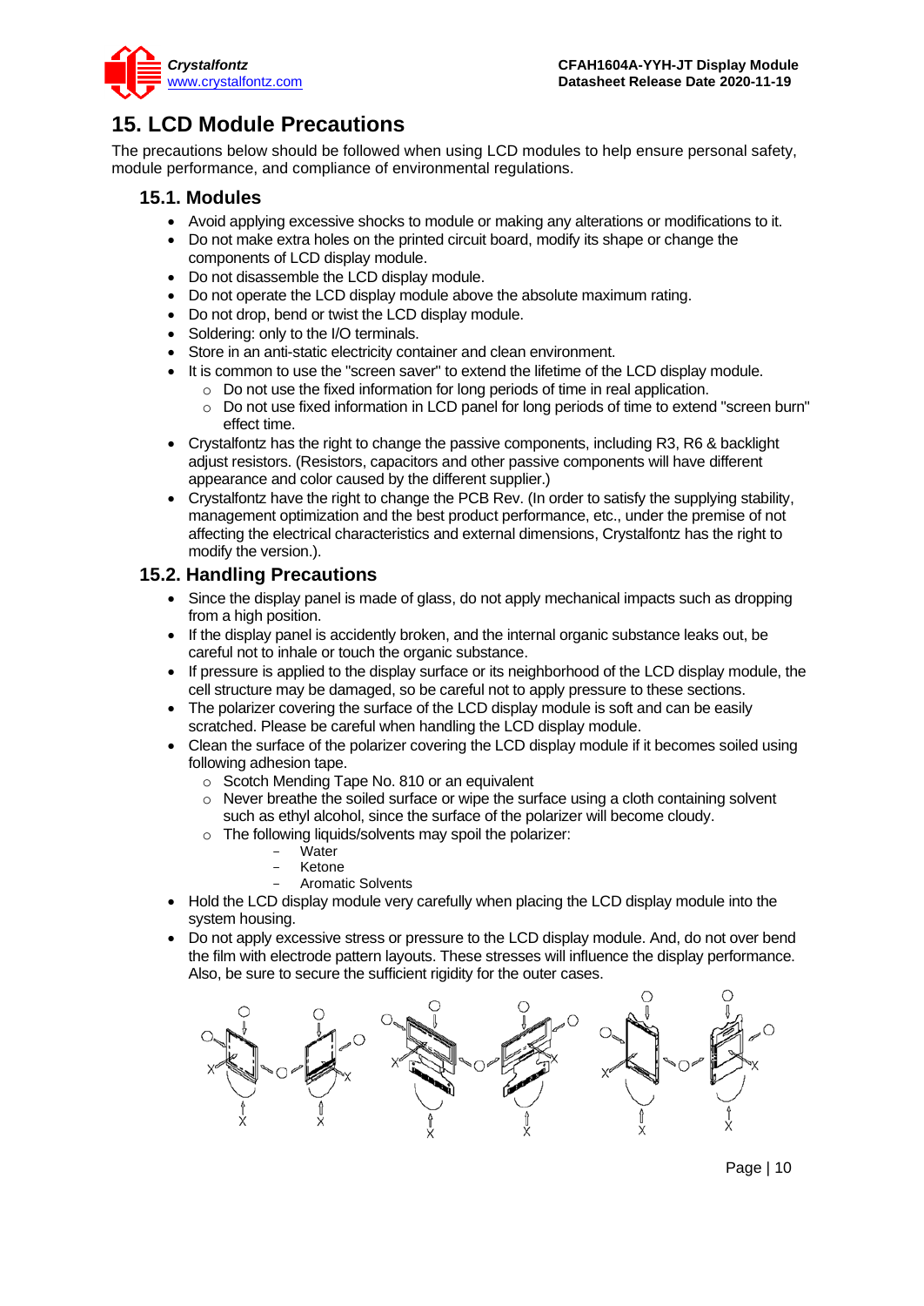# 15. LCD Module Precautions

The precautions below should be followed when using LCD modules to help ensure personal safety, module performance, and compliance of environmental regulations.

## 15.1. Modules

- Avoid applying excessive shocks to module or making any alterations or modifications to it.
- Do not make extra holes on the printed circuit board, modify its shape or change the components of LCD display module.
- Do not disassemble the LCD display module.
- Do not operate the LCD display module above the absolute maximum rating.
- Do not drop, bend or twist the LCD display module.
- Soldering: only to the I/O terminals.
- Store in an anti-static electricity container and clean environment.
- It is common to use the "screen saver" to extend the lifetime of the LCD display module.
  - Do not use the fixed information for long periods of time in real application.
  - Do not use fixed information in LCD panel for long periods of time to extend "screen burn" effect time.
- Crystalfontz has the right to change the passive components, including R3, R6 & backlight adjust resistors. (Resistors, capacitors and other passive components will have different appearance and color caused by the different supplier.)
- Crystalfontz have the right to change the PCB Rev. (In order to satisfy the supplying stability, management optimization and the best product performance, etc., under the premise of not affecting the electrical characteristics and external dimensions, Crystalfontz has the right to modify the version.).

## 15.2. Handling Precautions

- Since the display panel is made of glass, do not apply mechanical impacts such as dropping from a high position.
- If the display panel is accidently broken, and the internal organic substance leaks out, be careful not to inhale or touch the organic substance.
- If pressure is applied to the display surface or its neighborhood of the LCD display module, the cell structure may be damaged, so be careful not to apply pressure to these sections.
- The polarizer covering the surface of the LCD display module is soft and can be easily scratched. Please be careful when handling the LCD display module.
- Clean the surface of the polarizer covering the LCD display module if it becomes soiled using following adhesion tape.
  - Scotch Mending Tape No. 810 or an equivalent
  - Never breathe the soiled surface or wipe the surface using a cloth containing solvent such as ethyl alcohol, since the surface of the polarizer will become cloudy.
  - The following liquids/solvents may spoil the polarizer:
    - Water
    - Ketone
    - Aromatic Solvents
- Hold the LCD display module very carefully when placing the LCD display module into the system housing.
- Do not apply excessive stress or pressure to the LCD display module. And, do not over bend the film with electrode pattern layouts. These stresses will influence the display performance. Also, be sure to secure the sufficient rigidity for the outer cases.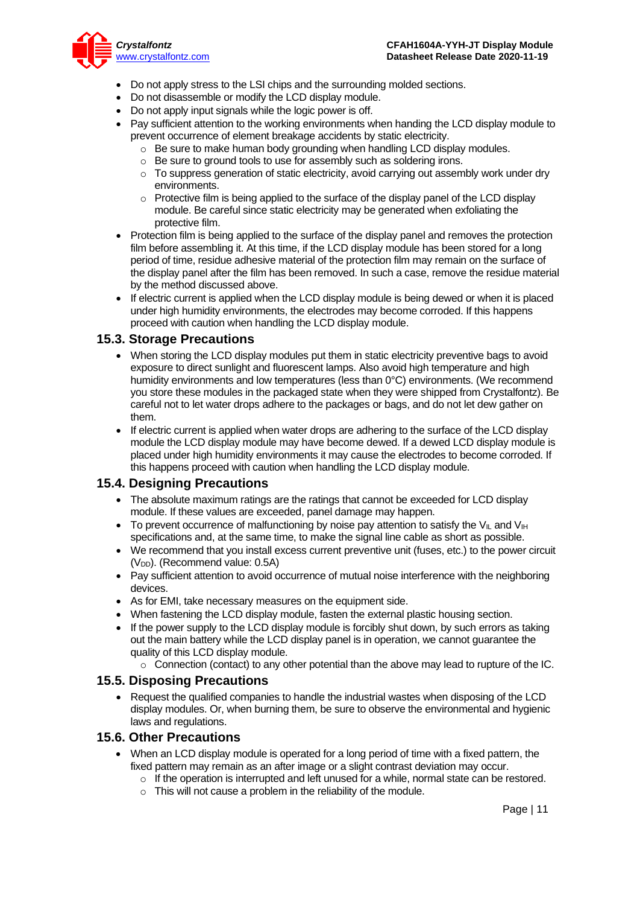- Do not apply stress to the LSI chips and the surrounding molded sections.
- Do not disassemble or modify the LCD display module.
- Do not apply input signals while the logic power is off.
- Pay sufficient attention to the working environments when handing the LCD display module to prevent occurrence of element breakage accidents by static electricity.
  - Be sure to make human body grounding when handling LCD display modules.
  - Be sure to ground tools to use for assembly such as soldering irons.
  - To suppress generation of static electricity, avoid carrying out assembly work under dry environments.
  - Protective film is being applied to the surface of the display panel of the LCD display module. Be careful since static electricity may be generated when exfoliating the protective film.
- Protection film is being applied to the surface of the display panel and removes the protection film before assembling it. At this time, if the LCD display module has been stored for a long period of time, residue adhesive material of the protection film may remain on the surface of the display panel after the film has been removed. In such a case, remove the residue material by the method discussed above.
- If electric current is applied when the LCD display module is being dewed or when it is placed under high humidity environments, the electrodes may become corroded. If this happens proceed with caution when handling the LCD display module.

## 15.3. Storage Precautions

- When storing the LCD display modules put them in static electricity preventive bags to avoid exposure to direct sunlight and fluorescent lamps. Also avoid high temperature and high humidity environments and low temperatures (less than 0°C) environments. (We recommend you store these modules in the packaged state when they were shipped from Crystalfontz). Be careful not to let water drops adhere to the packages or bags, and do not let dew gather on them.
- If electric current is applied when water drops are adhering to the surface of the LCD display module the LCD display module may have become dewed. If a dewed LCD display module is placed under high humidity environments it may cause the electrodes to become corroded. If this happens proceed with caution when handling the LCD display module.

## 15.4. Designing Precautions

- The absolute maximum ratings are the ratings that cannot be exceeded for LCD display module. If these values are exceeded, panel damage may happen.
- To prevent occurrence of malfunctioning by noise pay attention to satisfy the $V_{IL}$ and $V_{IH}$ specifications and, at the same time, to make the signal line cable as short as possible.
- We recommend that you install excess current preventive unit (fuses, etc.) to the power circuit ($V_{DD}$). (Recommend value: 0.5A)
- Pay sufficient attention to avoid occurrence of mutual noise interference with the neighboring devices.
- As for EMI, take necessary measures on the equipment side.
- When fastening the LCD display module, fasten the external plastic housing section.
- If the power supply to the LCD display module is forcibly shut down, by such errors as taking out the main battery while the LCD display panel is in operation, we cannot guarantee the quality of this LCD display module.
  - Connection (contact) to any other potential than the above may lead to rupture of the IC.

## 15.5. Disposing Precautions

- Request the qualified companies to handle the industrial wastes when disposing of the LCD display modules. Or, when burning them, be sure to observe the environmental and hygienic laws and regulations.

## 15.6. Other Precautions

- When an LCD display module is operated for a long period of time with a fixed pattern, the fixed pattern may remain as an after image or a slight contrast deviation may occur.
  - If the operation is interrupted and left unused for a while, normal state can be restored.
  - This will not cause a problem in the reliability of the module.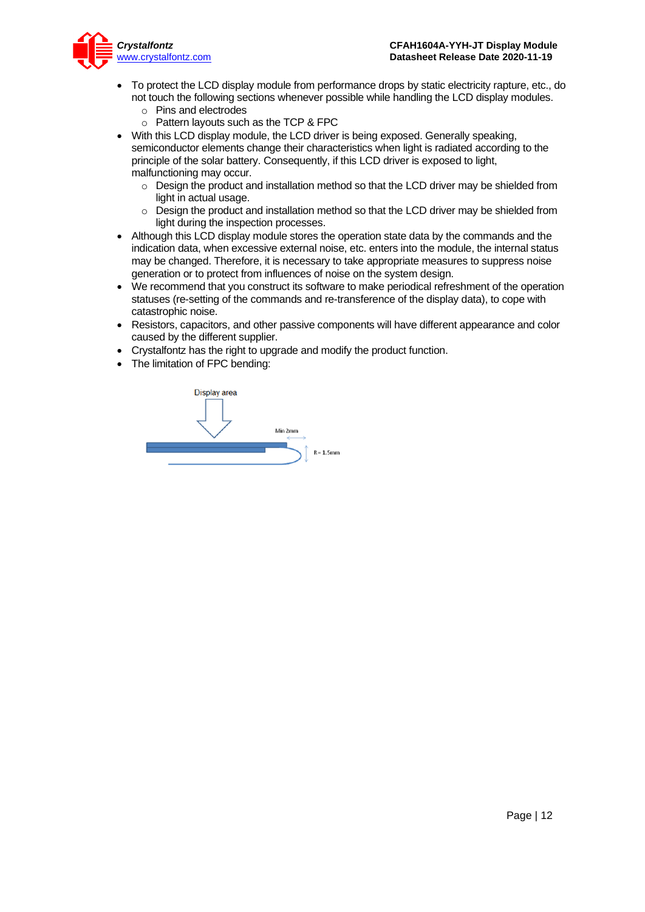- To protect the LCD display module from performance drops by static electricity rapture, etc., do not touch the following sections whenever possible while handling the LCD display modules.
  - Pins and electrodes
  - Pattern layouts such as the TCP & FPC
- With this LCD display module, the LCD driver is being exposed. Generally speaking, semiconductor elements change their characteristics when light is radiated according to the principle of the solar battery. Consequently, if this LCD driver is exposed to light, malfunctioning may occur.
  - Design the product and installation method so that the LCD driver may be shielded from light in actual usage.
  - Design the product and installation method so that the LCD driver may be shielded from light during the inspection processes.
- Although this LCD display module stores the operation state data by the commands and the indication data, when excessive external noise, etc. enters into the module, the internal status may be changed. Therefore, it is necessary to take appropriate measures to suppress noise generation or to protect from influences of noise on the system design.
- We recommend that you construct its software to make periodical refreshment of the operation statuses (re-setting of the commands and re-transference of the display data), to cope with catastrophic noise.
- Resistors, capacitors, and other passive components will have different appearance and color caused by the different supplier.
- Crystalfontz has the right to upgrade and modify the product function.
- The limitation of FPC bending:

Display area

Min 2mm

R= 1.5mm